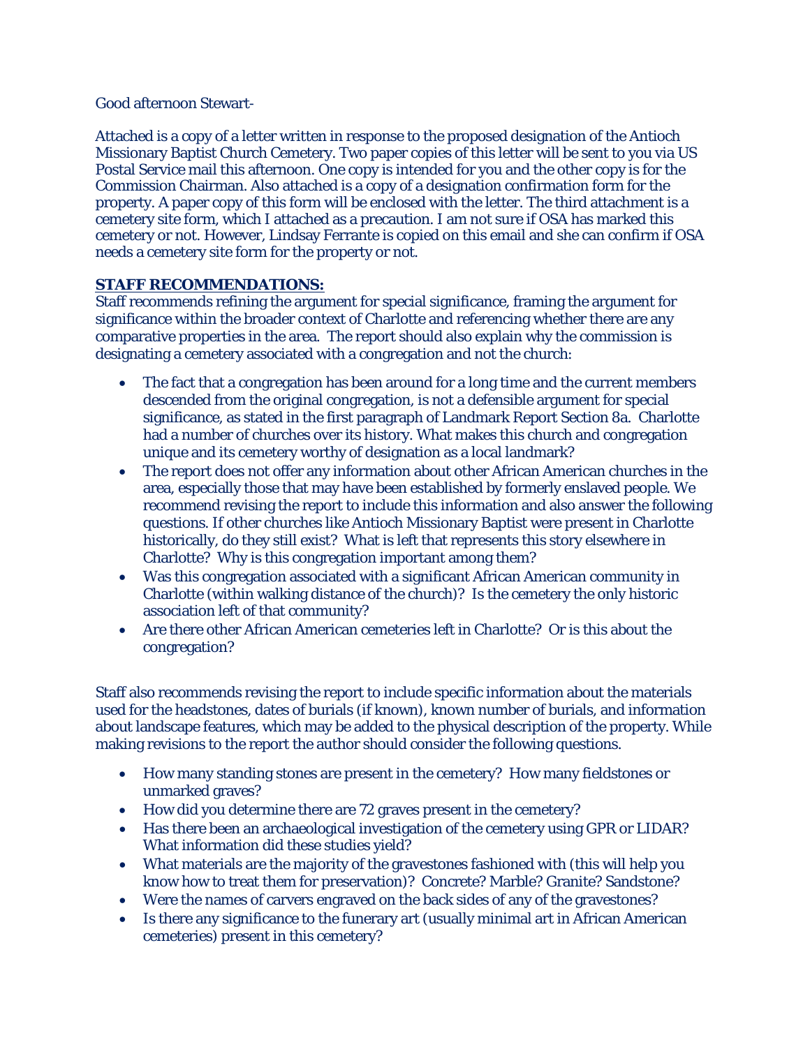Good afternoon Stewart-

Attached is a copy of a letter written in response to the proposed designation of the Antioch Missionary Baptist Church Cemetery. Two paper copies of this letter will be sent to you via US Postal Service mail this afternoon. One copy is intended for you and the other copy is for the Commission Chairman. Also attached is a copy of a designation confirmation form for the property. A paper copy of this form will be enclosed with the letter. The third attachment is a cemetery site form, which I attached as a precaution. I am not sure if OSA has marked this cemetery or not. However, Lindsay Ferrante is copied on this email and she can confirm if OSA needs a cemetery site form for the property or not.

**STAFF RECOMMENDATIONS:**

Staff recommends refining the argument for special significance, framing the argument for significance within the broader context of Charlotte and referencing whether there are any comparative properties in the area. The report should also explain why the commission is designating a cemetery associated with a congregation and not the church:

- The fact that a congregation has been around for a long time and the current members descended from the original congregation, is not a defensible argument for special significance, as stated in the first paragraph of Landmark Report Section 8a. Charlotte had a number of churches over its history. What makes this church and congregation unique and its cemetery worthy of designation as a local landmark?
- The report does not offer any information about other African American churches in the area, especially those that may have been established by formerly enslaved people. We recommend revising the report to include this information and also answer the following questions. If other churches like Antioch Missionary Baptist were present in Charlotte historically, do they still exist? What is left that represents this story elsewhere in Charlotte? Why is this congregation important among them?
- Was this congregation associated with a significant African American community in Charlotte (within walking distance of the church)? Is the cemetery the only historic association left of that community?
- Are there other African American cemeteries left in Charlotte? Or is this about the congregation?

Staff also recommends revising the report to include specific information about the materials used for the headstones, dates of burials (if known), known number of burials, and information about landscape features, which may be added to the physical description of the property. While making revisions to the report the author should consider the following questions.

- How many standing stones are present in the cemetery? How many fieldstones or unmarked graves?
- How did you determine there are 72 graves present in the cemetery?
- Has there been an archaeological investigation of the cemetery using GPR or LIDAR? What information did these studies yield?
- What materials are the majority of the gravestones fashioned with (this will help you know how to treat them for preservation)? Concrete? Marble? Granite? Sandstone?
- Were the names of carvers engraved on the back sides of any of the gravestones?
- Is there any significance to the funerary art (usually minimal art in African American cemeteries) present in this cemetery?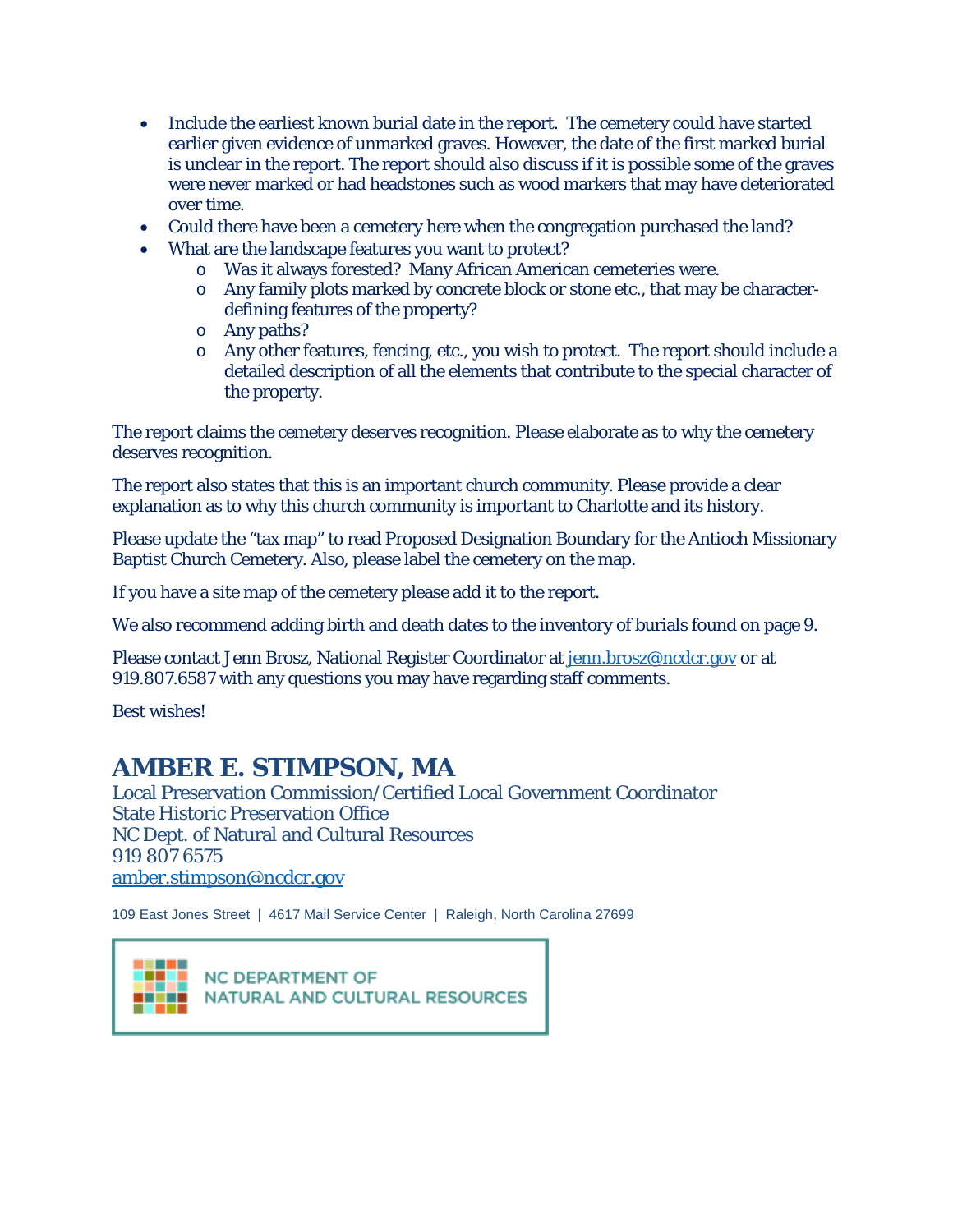- Include the earliest known burial date in the report. The cemetery could have started earlier given evidence of unmarked graves. However, the date of the first marked burial is unclear in the report. The report should also discuss if it is possible some of the graves were never marked or had headstones such as wood markers that may have deteriorated over time.
- Could there have been a cemetery here when the congregation purchased the land?
- What are the landscape features you want to protect?
  - Was it always forested? Many African American cemeteries were.
  - Any family plots marked by concrete block or stone etc., that may be character-defining features of the property?
  - Any paths?
  - Any other features, fencing, etc., you wish to protect. The report should include a detailed description of all the elements that contribute to the special character of the property.

The report claims the cemetery deserves recognition. Please elaborate as to why the cemetery deserves recognition.

The report also states that this is an important church community. Please provide a clear explanation as to why this church community is important to Charlotte and its history.

Please update the "tax map" to read Proposed Designation Boundary for the Antioch Missionary Baptist Church Cemetery. Also, please label the cemetery on the map.

If you have a site map of the cemetery please add it to the report.

We also recommend adding birth and death dates to the inventory of burials found on page 9.

Please contact Jenn Brosz, National Register Coordinator at jenn.brosz@ncdcr.gov or at 919.807.6587 with any questions you may have regarding staff comments.

Best wishes!

**AMBER E. STIMPSON, MA**
Local Preservation Commission/Certified Local Government Coordinator
State Historic Preservation Office
NC Dept. of Natural and Cultural Resources
919 807 6575
amber.stimpson@ncdcr.gov

109 East Jones Street | 4617 Mail Service Center | Raleigh, North Carolina 27699

NC DEPARTMENT OF
NATURAL AND CULTURAL RESOURCES